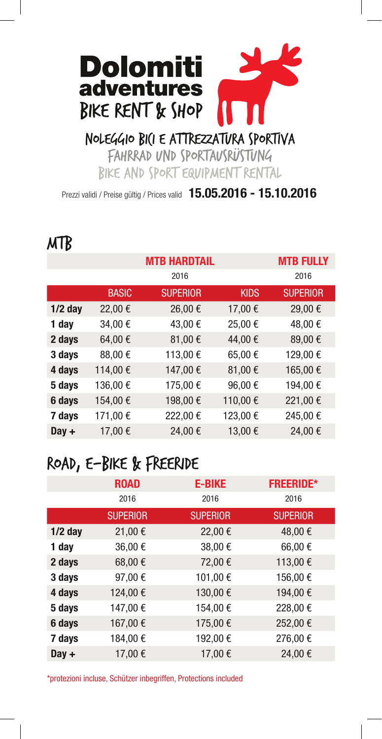# Dolomiti adventures
## BIKE RENT & SHOP

### Noleggio bici e attrezzatura sportiva
### Fahrrad und Sportausrüstung
### Bike and sport equipment rental

Prezzi validi / Preise gültig / Prices valid **15.05.2016 - 15.10.2016**

## MTB

| | MTB HARDTAIL | | | MTB FULLY |
|---|---|---|---|---|
| | 2016 | | | 2016 |
| | BASIC | SUPERIOR | KIDS | SUPERIOR |
| **1/2 day** | 22,00 € | 26,00 € | 17,00 € | 29,00 € |
| **1 day** | 34,00 € | 43,00 € | 25,00 € | 48,00 € |
| **2 days** | 64,00 € | 81,00 € | 44,00 € | 89,00 € |
| **3 days** | 88,00 € | 113,00 € | 65,00 € | 129,00 € |
| **4 days** | 114,00 € | 147,00 € | 81,00 € | 165,00 € |
| **5 days** | 136,00 € | 175,00 € | 96,00 € | 194,00 € |
| **6 days** | 154,00 € | 198,00 € | 110,00 € | 221,00 € |
| **7 days** | 171,00 € | 222,00 € | 123,00 € | 245,00 € |
| **Day +** | 17,00 € | 24,00 € | 13,00 € | 24,00 € |

## Road, E-Bike & Freeride

| | ROAD | E-BIKE | FREERIDE* |
|---|---|---|---|
| | 2016 | 2016 | 2016 |
| | SUPERIOR | SUPERIOR | SUPERIOR |
| **1/2 day** | 21,00 € | 22,00 € | 48,00 € |
| **1 day** | 36,00 € | 38,00 € | 66,00 € |
| **2 days** | 68,00 € | 72,00 € | 113,00 € |
| **3 days** | 97,00 € | 101,00 € | 156,00 € |
| **4 days** | 124,00 € | 130,00 € | 194,00 € |
| **5 days** | 147,00 € | 154,00 € | 228,00 € |
| **6 days** | 167,00 € | 175,00 € | 252,00 € |
| **7 days** | 184,00 € | 192,00 € | 276,00 € |
| **Day +** | 17,00 € | 17,00 € | 24,00 € |

*protezioni incluse, Schützer inbegriffen, Protections included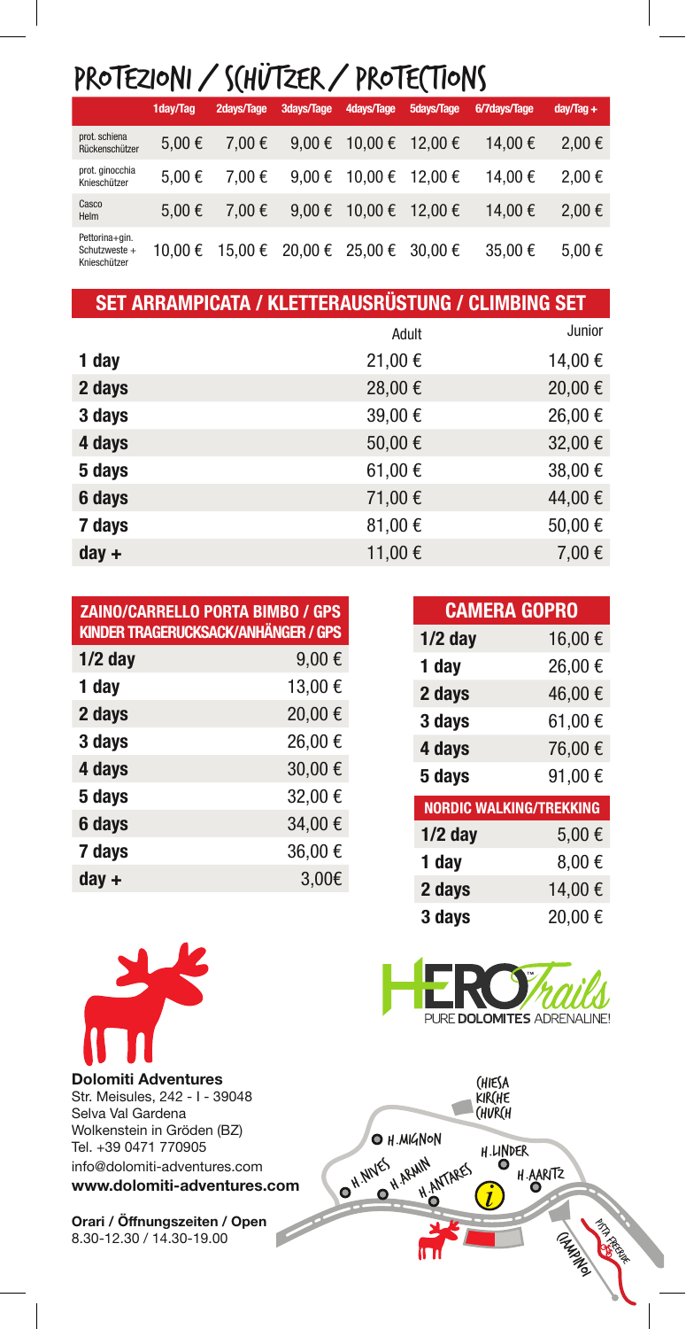# PROTEZIONI / SCHÜTZER / PROTECTIONS

| | 1day/Tag | 2days/Tage | 3days/Tage | 4days/Tage | 5days/Tage | 6/7days/Tage | day/Tag + |
|---|---|---|---|---|---|---|---|
| prot. schiena Rückenschützer | 5,00 € | 7,00 € | 9,00 € | 10,00 € | 12,00 € | 14,00 € | 2,00 € |
| prot. ginocchia Knieschützer | 5,00 € | 7,00 € | 9,00 € | 10,00 € | 12,00 € | 14,00 € | 2,00 € |
| Casco Helm | 5,00 € | 7,00 € | 9,00 € | 10,00 € | 12,00 € | 14,00 € | 2,00 € |
| Pettorina+gin. Schutzweste + Knieschützer | 10,00 € | 15,00 € | 20,00 € | 25,00 € | 30,00 € | 35,00 € | 5,00 € |

## SET ARRAMPICATA / KLETTERAUSRÜSTUNG / CLIMBING SET

| | Adult | Junior |
|---|---|---|
| 1 day | 21,00 € | 14,00 € |
| 2 days | 28,00 € | 20,00 € |
| 3 days | 39,00 € | 26,00 € |
| 4 days | 50,00 € | 32,00 € |
| 5 days | 61,00 € | 38,00 € |
| 6 days | 71,00 € | 44,00 € |
| 7 days | 81,00 € | 50,00 € |
| day + | 11,00 € | 7,00 € |

| ZAINO/CARRELLO PORTA BIMBO / GPS KINDER TRAGERUCKSACK/ANHÄNGER / GPS | |
|---|---|
| 1/2 day | 9,00 € |
| 1 day | 13,00 € |
| 2 days | 20,00 € |
| 3 days | 26,00 € |
| 4 days | 30,00 € |
| 5 days | 32,00 € |
| 6 days | 34,00 € |
| 7 days | 36,00 € |
| day + | 3,00€ |

| CAMERA GOPRO | |
|---|---|
| 1/2 day | 16,00 € |
| 1 day | 26,00 € |
| 2 days | 46,00 € |
| 3 days | 61,00 € |
| 4 days | 76,00 € |
| 5 days | 91,00 € |

| NORDIC WALKING/TREKKING | |
|---|---|
| 1/2 day | 5,00 € |
| 1 day | 8,00 € |
| 2 days | 14,00 € |
| 3 days | 20,00 € |

HERO Trails
PURE DOLOMITES ADRENALINE!

**Dolomiti Adventures**
Str. Meisules, 242 - I - 39048
Selva Val Gardena
Wolkenstein in Gröden (BZ)
Tel. +39 0471 770905
info@dolomiti-adventures.com
**www.dolomiti-adventures.com**

**Orari / Öffnungszeiten / Open**
8.30-12.30 / 14.30-19.00

CHIESA
KIRCHE
CHURCH
H.MIGNON
H.NIVES
H.ARMIN
H.ANTARES
H.LINDER
H.AARITZ
CIAMPINOI
PISTA FREERIDE